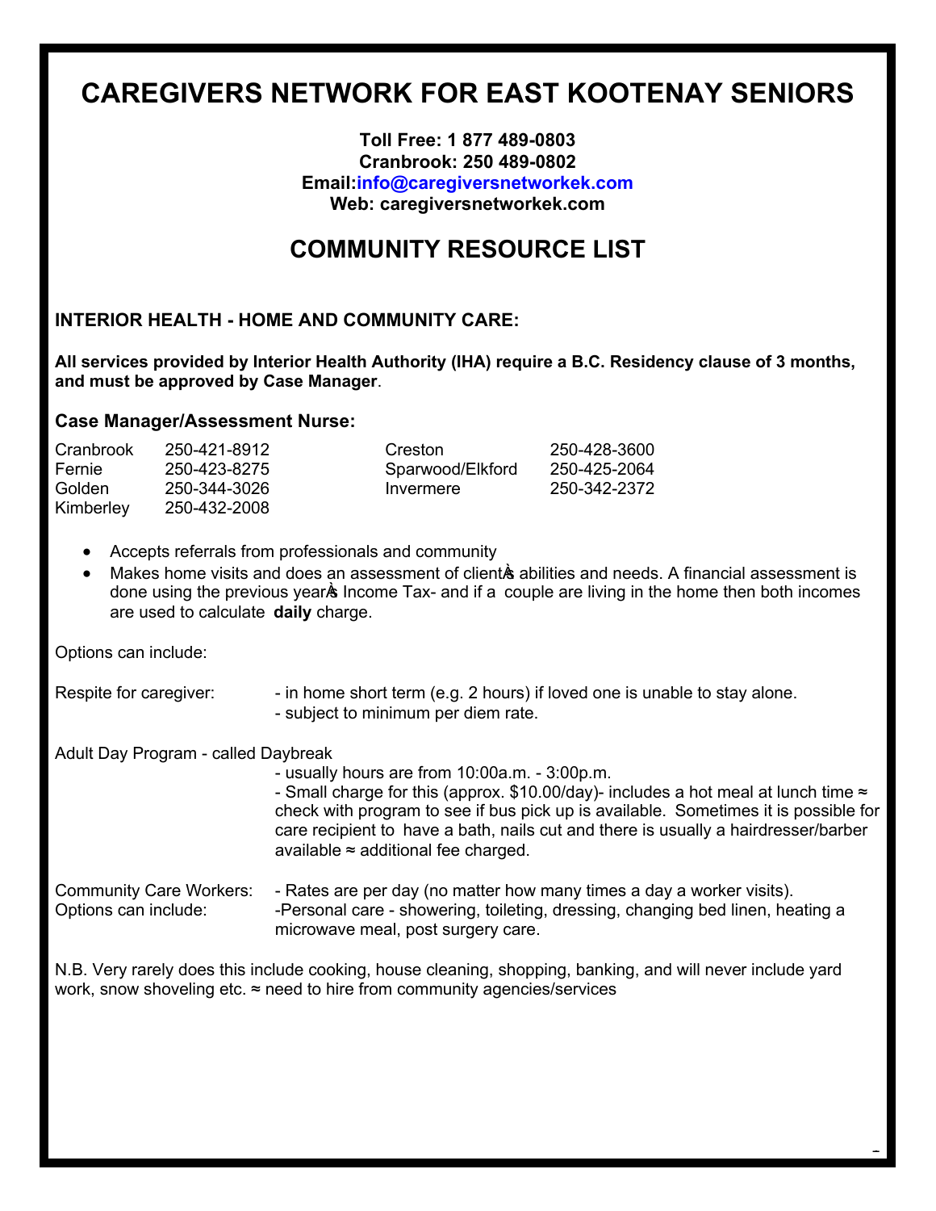# CAREGIVERS NETWORK FOR EAST KOOTENAY SENIORS

**Toll Free: 1 877 489-0803**
**Cranbrook: 250 489-0802**
**Email:info@caregiversnetworkek.com**
**Web: caregiversnetworkek.com**

## COMMUNITY RESOURCE LIST

### INTERIOR HEALTH - HOME AND COMMUNITY CARE:

**All services provided by Interior Health Authority (IHA) require a B.C. Residency clause of 3 months, and must be approved by Case Manager**.

### Case Manager/Assessment Nurse:

| | | | |
|---|---|---|---|
| Cranbrook | 250-421-8912 | Creston | 250-428-3600 |
| Fernie | 250-423-8275 | Sparwood/Elkford | 250-425-2064 |
| Golden | 250-344-3026 | Invermere | 250-342-2372 |
| Kimberley | 250-432-2008 | | |

- Accepts referrals from professionals and community
- Makes home visits and does an assessment of client's abilities and needs. A financial assessment is done using the previous year's Income Tax- and if a couple are living in the home then both incomes are used to calculate **daily** charge.

Options can include:

Respite for caregiver:
- in home short term (e.g. 2 hours) if loved one is unable to stay alone.
- subject to minimum per diem rate.

Adult Day Program - called Daybreak
- usually hours are from 10:00a.m. - 3:00p.m.
- Small charge for this (approx. $10.00/day)- includes a hot meal at lunch time ≈ check with program to see if bus pick up is available. Sometimes it is possible for care recipient to have a bath, nails cut and there is usually a hairdresser/barber available ≈ additional fee charged.

Community Care Workers: - Rates are per day (no matter how many times a day a worker visits).
Options can include: -Personal care - showering, toileting, dressing, changing bed linen, heating a microwave meal, post surgery care.

N.B. Very rarely does this include cooking, house cleaning, shopping, banking, and will never include yard work, snow shoveling etc. ≈ need to hire from community agencies/services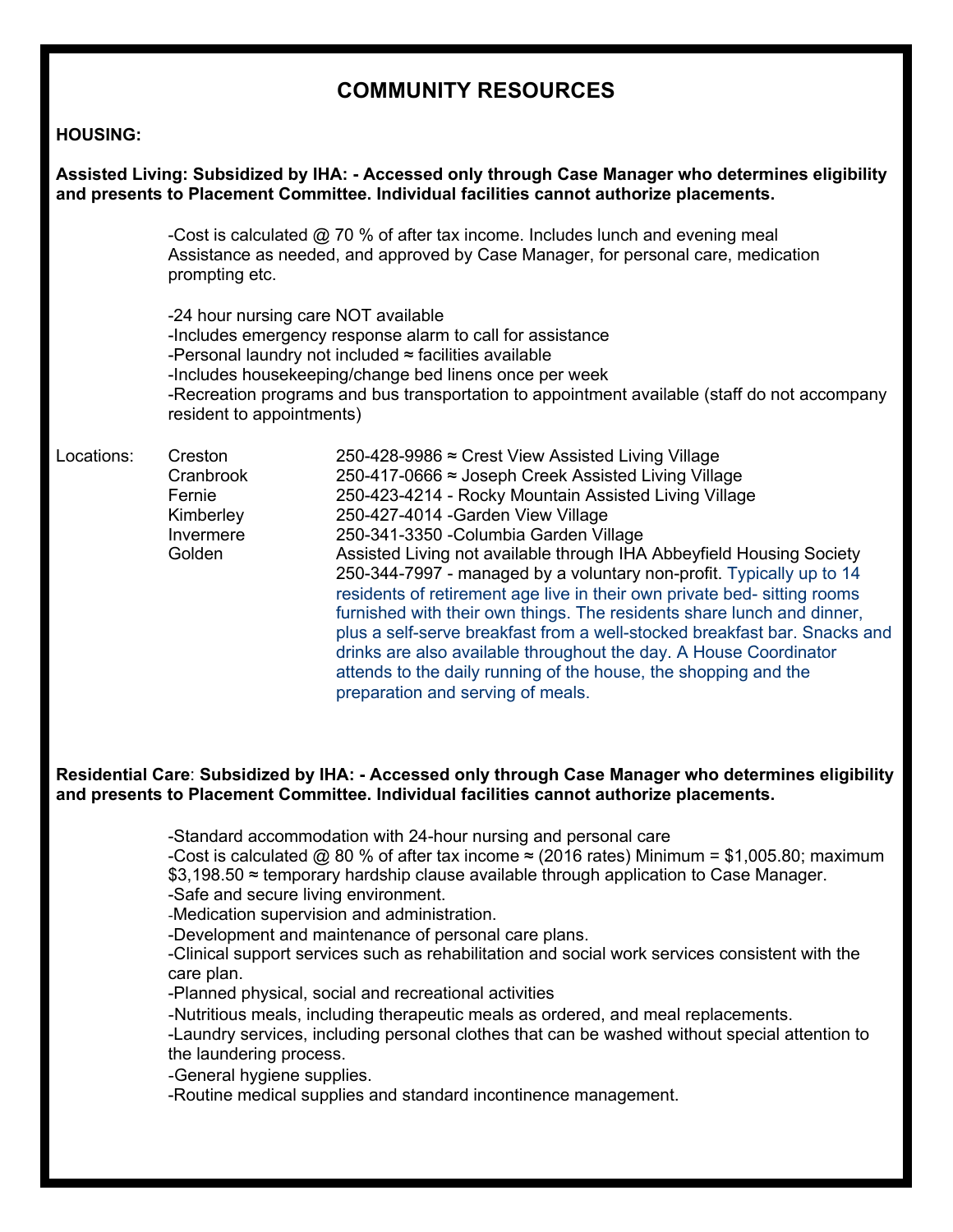## COMMUNITY RESOURCES

**HOUSING:**

**Assisted Living: Subsidized by IHA: - Accessed only through Case Manager who determines eligibility and presents to Placement Committee. Individual facilities cannot authorize placements.**

-Cost is calculated @ 70 % of after tax income. Includes lunch and evening meal Assistance as needed, and approved by Case Manager, for personal care, medication prompting etc.

-24 hour nursing care NOT available
-Includes emergency response alarm to call for assistance
-Personal laundry not included ≈ facilities available
-Includes housekeeping/change bed linens once per week
-Recreation programs and bus transportation to appointment available (staff do not accompany resident to appointments)

| Locations: | | |
|---|---|---|
| | Creston | 250-428-9986 ≈ Crest View Assisted Living Village |
| | Cranbrook | 250-417-0666 ≈ Joseph Creek Assisted Living Village |
| | Fernie | 250-423-4214 - Rocky Mountain Assisted Living Village |
| | Kimberley | 250-427-4014 -Garden View Village |
| | Invermere | 250-341-3350 -Columbia Garden Village |
| | Golden | Assisted Living not available through IHA Abbeyfield Housing Society 250-344-7997 - managed by a voluntary non-profit. Typically up to 14 residents of retirement age live in their own private bed- sitting rooms furnished with their own things. The residents share lunch and dinner, plus a self-serve breakfast from a well-stocked breakfast bar. Snacks and drinks are also available throughout the day. A House Coordinator attends to the daily running of the house, the shopping and the preparation and serving of meals. |

**Residential Care**: **Subsidized by IHA: - Accessed only through Case Manager who determines eligibility and presents to Placement Committee. Individual facilities cannot authorize placements.**

-Standard accommodation with 24-hour nursing and personal care
-Cost is calculated @ 80 % of after tax income ≈ (2016 rates) Minimum = $1,005.80; maximum $3,198.50 ≈ temporary hardship clause available through application to Case Manager.
-Safe and secure living environment.
-Medication supervision and administration.
-Development and maintenance of personal care plans.
-Clinical support services such as rehabilitation and social work services consistent with the care plan.
-Planned physical, social and recreational activities
-Nutritious meals, including therapeutic meals as ordered, and meal replacements.
-Laundry services, including personal clothes that can be washed without special attention to the laundering process.
-General hygiene supplies.
-Routine medical supplies and standard incontinence management.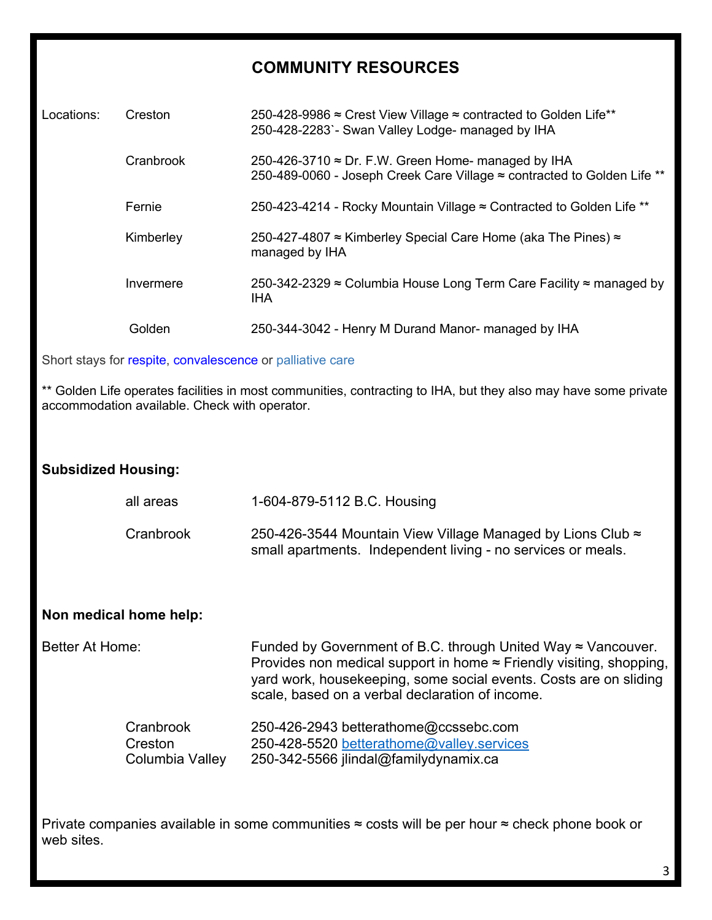# COMMUNITY RESOURCES

| Locations: | | |
|---|---|---|
| | Creston | 250-428-9986 ≈ Crest View Village ≈ contracted to Golden Life**<br>250-428-2283`- Swan Valley Lodge- managed by IHA |
| | Cranbrook | 250-426-3710 ≈ Dr. F.W. Green Home- managed by IHA<br>250-489-0060 - Joseph Creek Care Village ≈ contracted to Golden Life ** |
| | Fernie | 250-423-4214 - Rocky Mountain Village ≈ Contracted to Golden Life ** |
| | Kimberley | 250-427-4807 ≈ Kimberley Special Care Home (aka The Pines) ≈ managed by IHA |
| | Invermere | 250-342-2329 ≈ Columbia House Long Term Care Facility ≈ managed by IHA |
| | Golden | 250-344-3042 - Henry M Durand Manor- managed by IHA |

Short stays for respite, convalescence or palliative care

** Golden Life operates facilities in most communities, contracting to IHA, but they also may have some private accommodation available. Check with operator.

**Subsidized Housing:**

| | |
|---|---|
| all areas | 1-604-879-5112 B.C. Housing |
| Cranbrook | 250-426-3544 Mountain View Village Managed by Lions Club ≈ small apartments. Independent living - no services or meals. |

**Non medical home help:**

Better At Home: Funded by Government of B.C. through United Way ≈ Vancouver. Provides non medical support in home ≈ Friendly visiting, shopping, yard work, housekeeping, some social events. Costs are on sliding scale, based on a verbal declaration of income.

| | |
|---|---|
| Cranbrook | 250-426-2943 betterathome@ccssebc.com |
| Creston | 250-428-5520 betterathome@valley.services |
| Columbia Valley | 250-342-5566 jlindal@familydynamix.ca |

Private companies available in some communities ≈ costs will be per hour ≈ check phone book or web sites.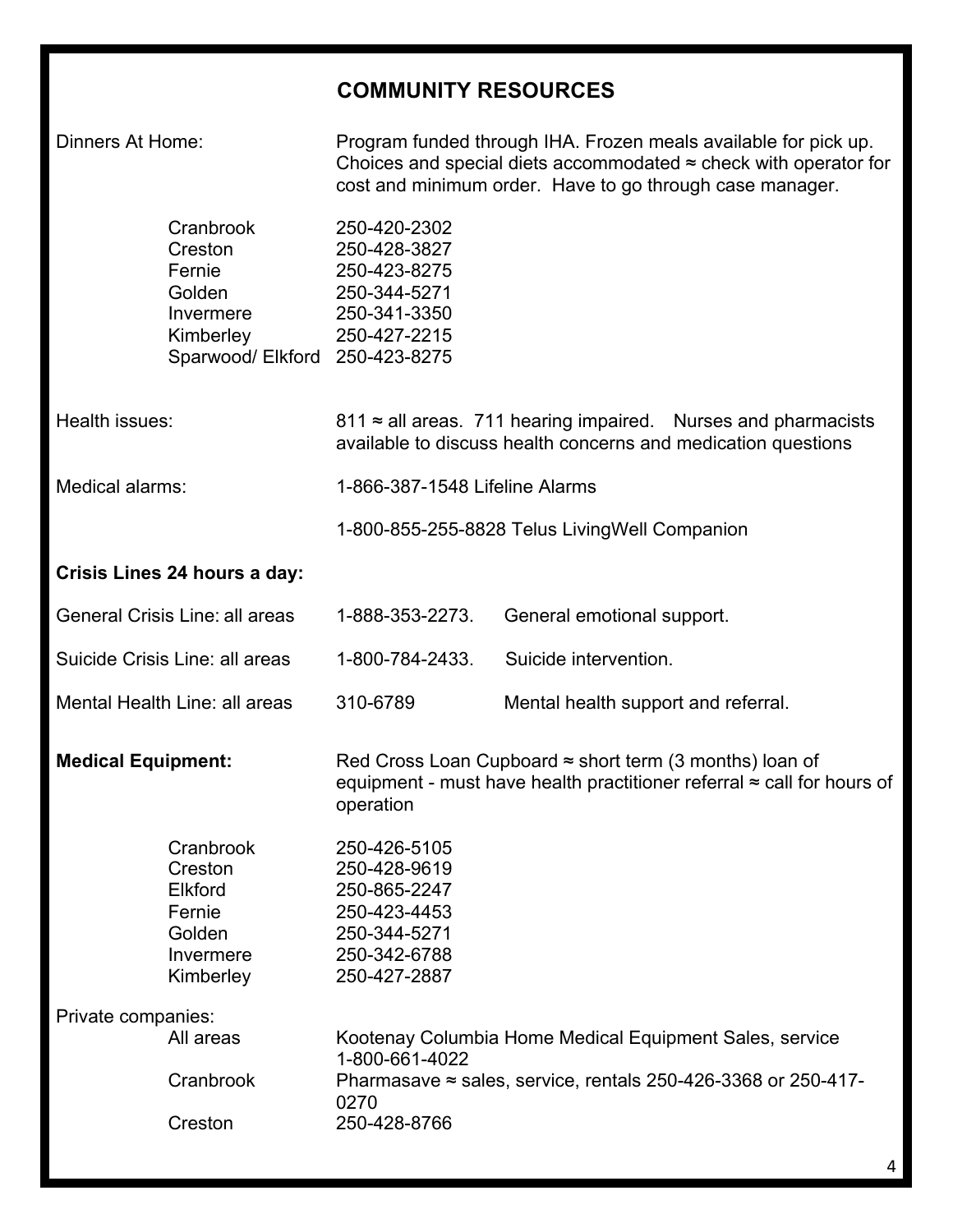## COMMUNITY RESOURCES

Dinners At Home: Program funded through IHA. Frozen meals available for pick up. Choices and special diets accommodated ≈ check with operator for cost and minimum order. Have to go through case manager.

| | |
|---|---|
| Cranbrook | 250-420-2302 |
| Creston | 250-428-3827 |
| Fernie | 250-423-8275 |
| Golden | 250-344-5271 |
| Invermere | 250-341-3350 |
| Kimberley | 250-427-2215 |
| Sparwood/ Elkford | 250-423-8275 |

Health issues: 811 ≈ all areas. 711 hearing impaired. Nurses and pharmacists available to discuss health concerns and medication questions

Medical alarms: 1-866-387-1548 Lifeline Alarms

1-800-855-255-8828 Telus LivingWell Companion

**Crisis Lines 24 hours a day:**

| | | |
|---|---|---|
| General Crisis Line: all areas | 1-888-353-2273. | General emotional support. |
| Suicide Crisis Line: all areas | 1-800-784-2433. | Suicide intervention. |
| Mental Health Line: all areas | 310-6789 | Mental health support and referral. |

**Medical Equipment:** Red Cross Loan Cupboard ≈ short term (3 months) loan of equipment - must have health practitioner referral ≈ call for hours of operation

| | |
|---|---|
| Cranbrook | 250-426-5105 |
| Creston | 250-428-9619 |
| Elkford | 250-865-2247 |
| Fernie | 250-423-4453 |
| Golden | 250-344-5271 |
| Invermere | 250-342-6788 |
| Kimberley | 250-427-2887 |

Private companies:

| | |
|---|---|
| All areas | Kootenay Columbia Home Medical Equipment Sales, service 1-800-661-4022 |
| Cranbrook | Pharmasave ≈ sales, service, rentals 250-426-3368 or 250-417-0270 |
| Creston | 250-428-8766 |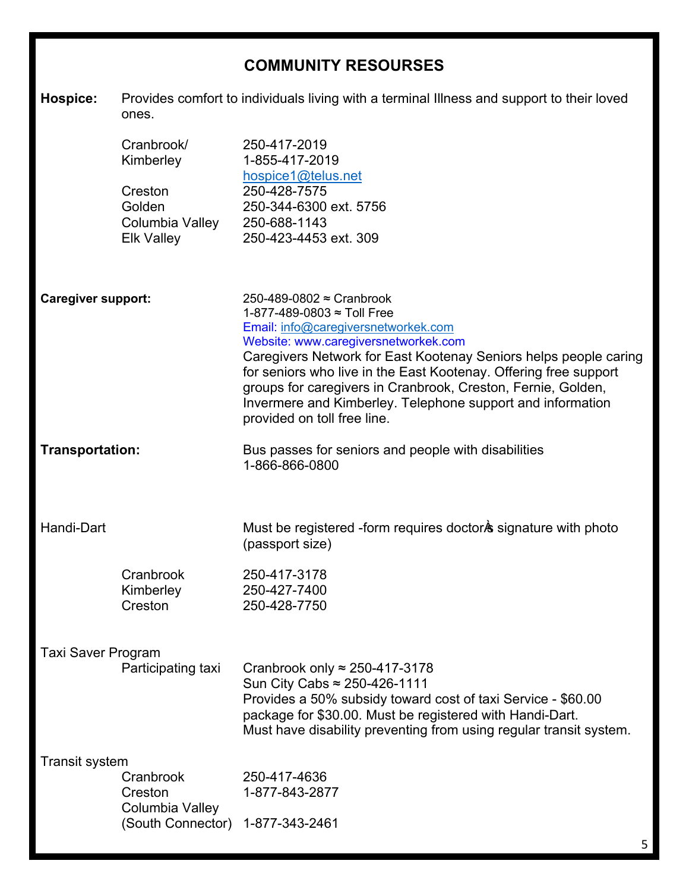## COMMUNITY RESOURSES

**Hospice:** Provides comfort to individuals living with a terminal Illness and support to their loved ones.

| | |
|---|---|
| Cranbrook/ Kimberley | 250-417-2019<br>1-855-417-2019<br>hospice1@telus.net |
| Creston | 250-428-7575 |
| Golden | 250-344-6300 ext. 5756 |
| Columbia Valley | 250-688-1143 |
| Elk Valley | 250-423-4453 ext. 309 |

**Caregiver support:**

250-489-0802 ≈ Cranbrook
1-877-489-0803 ≈ Toll Free
Email: info@caregiversnetworkek.com
Website: www.caregiversnetworkek.com

Caregivers Network for East Kootenay Seniors helps people caring for seniors who live in the East Kootenay. Offering free support groups for caregivers in Cranbrook, Creston, Fernie, Golden, Invermere and Kimberley. Telephone support and information provided on toll free line.

**Transportation:**

Bus passes for seniors and people with disabilities
1-866-866-0800

Handi-Dart

Must be registered -form requires doctor's signature with photo (passport size)

| | |
|---|---|
| Cranbrook | 250-417-3178 |
| Kimberley | 250-427-7400 |
| Creston | 250-428-7750 |

Taxi Saver Program

Participating taxi: Cranbrook only ≈ 250-417-3178
Sun City Cabs ≈ 250-426-1111
Provides a 50% subsidy toward cost of taxi Service - $60.00 package for $30.00. Must be registered with Handi-Dart.
Must have disability preventing from using regular transit system.

Transit system

| | |
|---|---|
| Cranbrook | 250-417-4636 |
| Creston | 1-877-843-2877 |
| Columbia Valley (South Connector) | 1-877-343-2461 |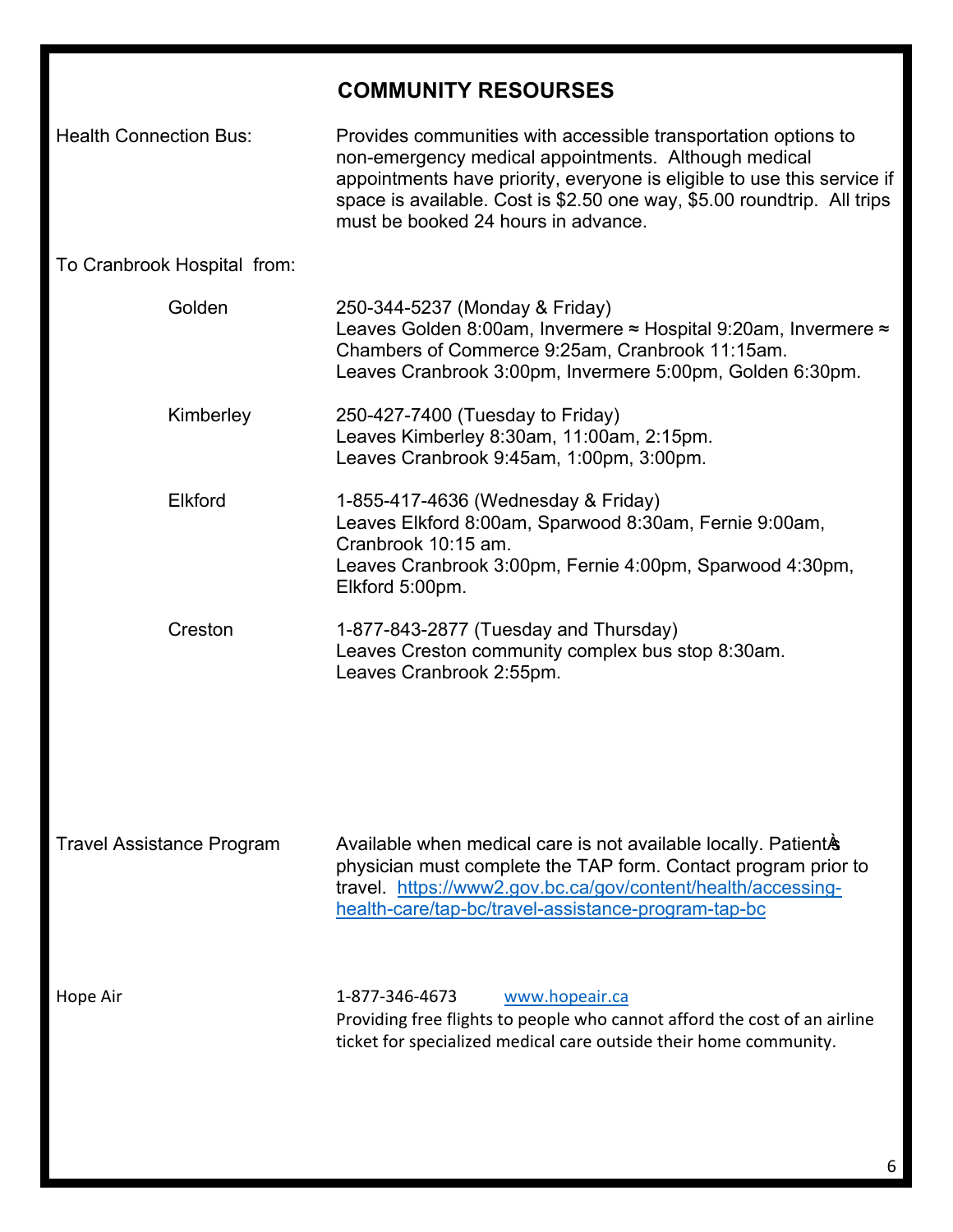## COMMUNITY RESOURSES

**Health Connection Bus:**

Provides communities with accessible transportation options to non-emergency medical appointments. Although medical appointments have priority, everyone is eligible to use this service if space is available. Cost is $2.50 one way, $5.00 roundtrip. All trips must be booked 24 hours in advance.

**To Cranbrook Hospital from:**

**Golden**

250-344-5237 (Monday & Friday)
Leaves Golden 8:00am, Invermere ≈ Hospital 9:20am, Invermere ≈ Chambers of Commerce 9:25am, Cranbrook 11:15am.
Leaves Cranbrook 3:00pm, Invermere 5:00pm, Golden 6:30pm.

**Kimberley**

250-427-7400 (Tuesday to Friday)
Leaves Kimberley 8:30am, 11:00am, 2:15pm.
Leaves Cranbrook 9:45am, 1:00pm, 3:00pm.

**Elkford**

1-855-417-4636 (Wednesday & Friday)
Leaves Elkford 8:00am, Sparwood 8:30am, Fernie 9:00am, Cranbrook 10:15 am.
Leaves Cranbrook 3:00pm, Fernie 4:00pm, Sparwood 4:30pm, Elkford 5:00pm.

**Creston**

1-877-843-2877 (Tuesday and Thursday)
Leaves Creston community complex bus stop 8:30am.
Leaves Cranbrook 2:55pm.

**Travel Assistance Program**

Available when medical care is not available locally. Patient's physician must complete the TAP form. Contact program prior to travel. https://www2.gov.bc.ca/gov/content/health/accessing-health-care/tap-bc/travel-assistance-program-tap-bc

**Hope Air**

1-877-346-4673 www.hopeair.ca
Providing free flights to people who cannot afford the cost of an airline ticket for specialized medical care outside their home community.